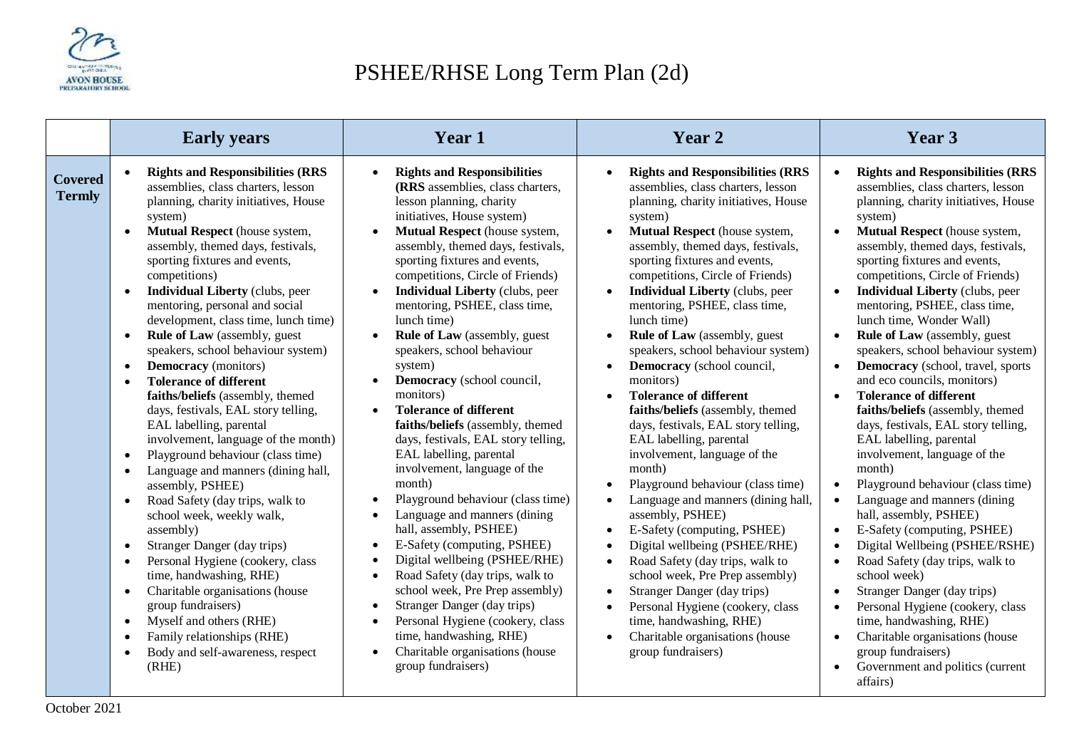# PSHEE/RHSE Long Term Plan (2d)

| | Early years | Year 1 | Year 2 | Year 3 |
|---|---|---|---|---|
| **Covered Termly** | • **Rights and Responsibilities (RRS** assemblies, class charters, lesson planning, charity initiatives, House system)<br>• **Mutual Respect** (house system, assembly, themed days, festivals, sporting fixtures and events, competitions)<br>• **Individual Liberty** (clubs, peer mentoring, personal and social development, class time, lunch time)<br>• **Rule of Law** (assembly, guest speakers, school behaviour system)<br>• **Democracy** (monitors)<br>• **Tolerance of different faiths/beliefs** (assembly, themed days, festivals, EAL story telling, EAL labelling, parental involvement, language of the month)<br>• Playground behaviour (class time)<br>• Language and manners (dining hall, assembly, PSHEE)<br>• Road Safety (day trips, walk to school week, weekly walk, assembly)<br>• Stranger Danger (day trips)<br>• Personal Hygiene (cookery, class time, handwashing, RHE)<br>• Charitable organisations (house group fundraisers)<br>• Myself and others (RHE)<br>• Family relationships (RHE)<br>• Body and self-awareness, respect (RHE) | • **Rights and Responsibilities (RRS** assemblies, class charters, lesson planning, charity initiatives, House system)<br>• **Mutual Respect** (house system, assembly, themed days, festivals, sporting fixtures and events, competitions, Circle of Friends)<br>• **Individual Liberty** (clubs, peer mentoring, PSHEE, class time, lunch time)<br>• **Rule of Law** (assembly, guest speakers, school behaviour system)<br>• **Democracy** (school council, monitors)<br>• **Tolerance of different faiths/beliefs** (assembly, themed days, festivals, EAL story telling, EAL labelling, parental involvement, language of the month)<br>• Playground behaviour (class time)<br>• Language and manners (dining hall, assembly, PSHEE)<br>• E-Safety (computing, PSHEE)<br>• Digital wellbeing (PSHEE/RHE)<br>• Road Safety (day trips, walk to school week, Pre Prep assembly)<br>• Stranger Danger (day trips)<br>• Personal Hygiene (cookery, class time, handwashing, RHE)<br>• Charitable organisations (house group fundraisers) | • **Rights and Responsibilities (RRS** assemblies, class charters, lesson planning, charity initiatives, House system)<br>• **Mutual Respect** (house system, assembly, themed days, festivals, sporting fixtures and events, competitions, Circle of Friends)<br>• **Individual Liberty** (clubs, peer mentoring, PSHEE, class time, lunch time)<br>• **Rule of Law** (assembly, guest speakers, school behaviour system)<br>• **Democracy** (school council, monitors)<br>• **Tolerance of different faiths/beliefs** (assembly, themed days, festivals, EAL story telling, EAL labelling, parental involvement, language of the month)<br>• Playground behaviour (class time)<br>• Language and manners (dining hall, assembly, PSHEE)<br>• E-Safety (computing, PSHEE)<br>• Digital wellbeing (PSHEE/RHE)<br>• Road Safety (day trips, walk to school week, Pre Prep assembly)<br>• Stranger Danger (day trips)<br>• Personal Hygiene (cookery, class time, handwashing, RHE)<br>• Charitable organisations (house group fundraisers) | • **Rights and Responsibilities (RRS** assemblies, class charters, lesson planning, charity initiatives, House system)<br>• **Mutual Respect** (house system, assembly, themed days, festivals, sporting fixtures and events, competitions, Circle of Friends)<br>• **Individual Liberty** (clubs, peer mentoring, PSHEE, class time, lunch time, Wonder Wall)<br>• **Rule of Law** (assembly, guest speakers, school behaviour system)<br>• **Democracy** (school, travel, sports and eco councils, monitors)<br>• **Tolerance of different faiths/beliefs** (assembly, themed days, festivals, EAL story telling, EAL labelling, parental involvement, language of the month)<br>• Playground behaviour (class time)<br>• Language and manners (dining hall, assembly, PSHEE)<br>• E-Safety (computing, PSHEE)<br>• Digital Wellbeing (PSHEE/RSHE)<br>• Road Safety (day trips, walk to school week)<br>• Stranger Danger (day trips)<br>• Personal Hygiene (cookery, class time, handwashing, RHE)<br>• Charitable organisations (house group fundraisers)<br>• Government and politics (current affairs) |

October 2021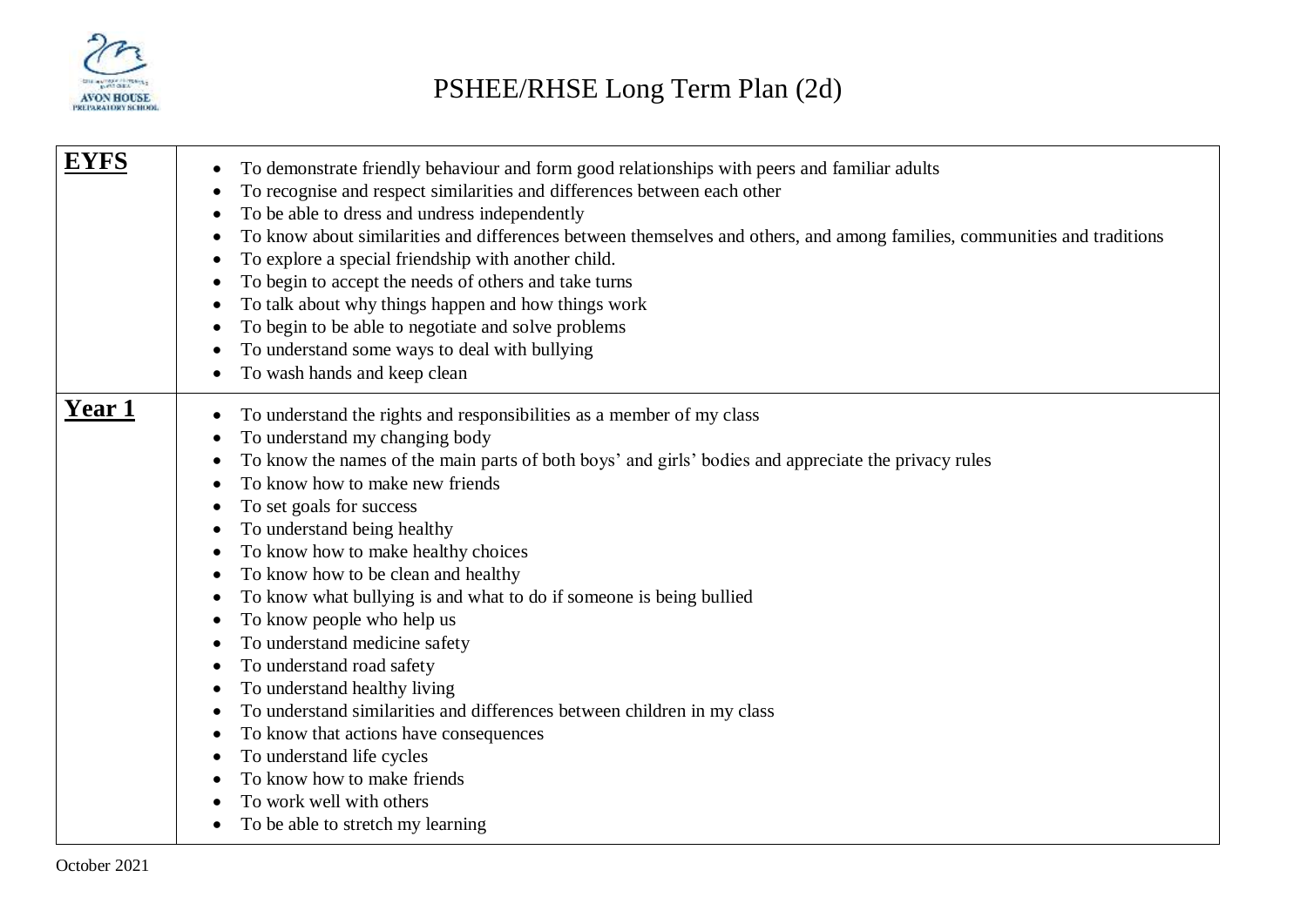# PSHEE/RHSE Long Term Plan (2d)

| | |
|---|---|
| **EYFS** | • To demonstrate friendly behaviour and form good relationships with peers and familiar adults<br>• To recognise and respect similarities and differences between each other<br>• To be able to dress and undress independently<br>• To know about similarities and differences between themselves and others, and among families, communities and traditions<br>• To explore a special friendship with another child.<br>• To begin to accept the needs of others and take turns<br>• To talk about why things happen and how things work<br>• To begin to be able to negotiate and solve problems<br>• To understand some ways to deal with bullying<br>• To wash hands and keep clean |
| **Year 1** | • To understand the rights and responsibilities as a member of my class<br>• To understand my changing body<br>• To know the names of the main parts of both boys' and girls' bodies and appreciate the privacy rules<br>• To know how to make new friends<br>• To set goals for success<br>• To understand being healthy<br>• To know how to make healthy choices<br>• To know how to be clean and healthy<br>• To know what bullying is and what to do if someone is being bullied<br>• To know people who help us<br>• To understand medicine safety<br>• To understand road safety<br>• To understand healthy living<br>• To understand similarities and differences between children in my class<br>• To know that actions have consequences<br>• To understand life cycles<br>• To know how to make friends<br>• To work well with others<br>• To be able to stretch my learning |

October 2021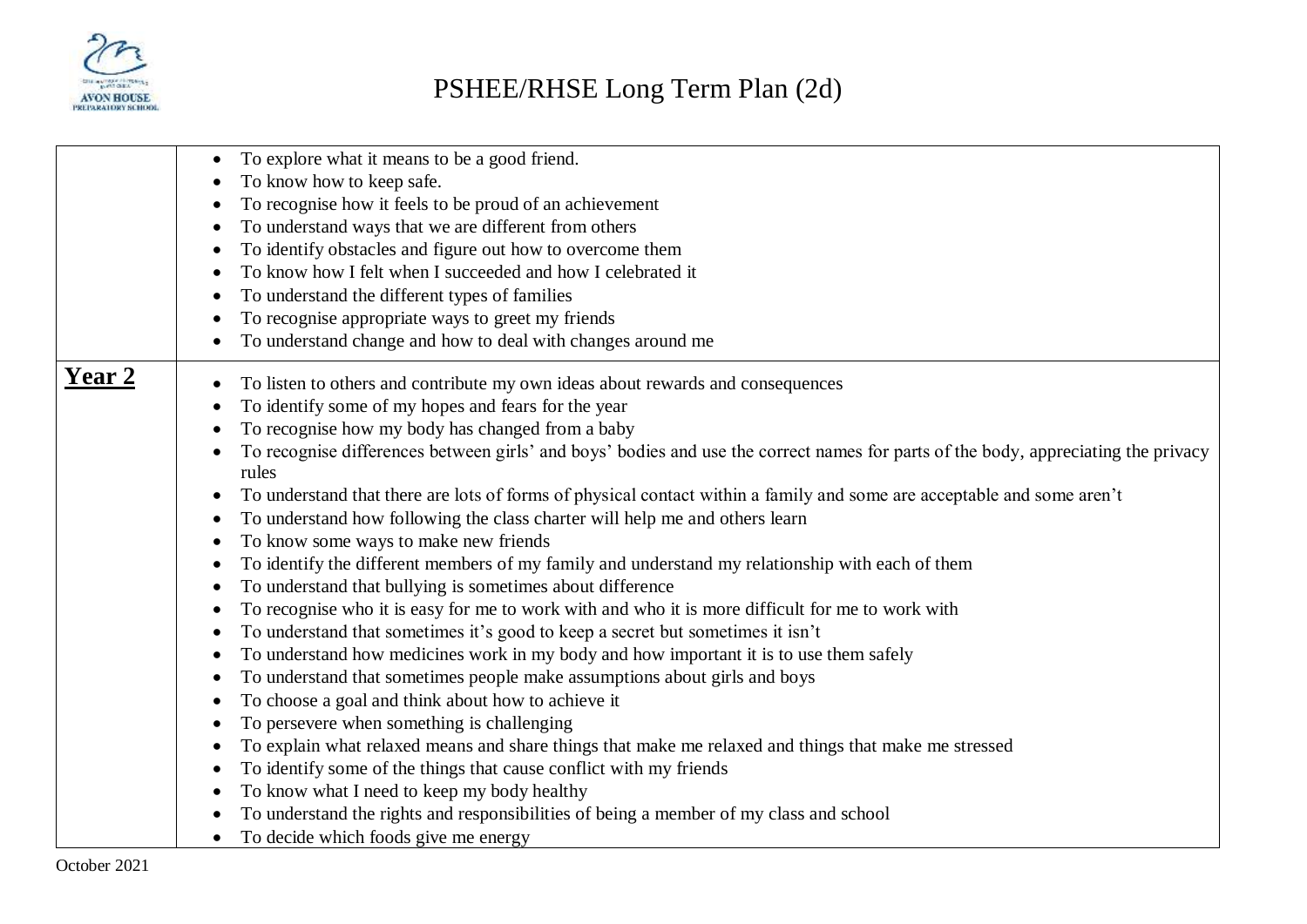# PSHEE/RHSE Long Term Plan (2d)

| | |
|---|---|
| | • To explore what it means to be a good friend.<br>• To know how to keep safe.<br>• To recognise how it feels to be proud of an achievement<br>• To understand ways that we are different from others<br>• To identify obstacles and figure out how to overcome them<br>• To know how I felt when I succeeded and how I celebrated it<br>• To understand the different types of families<br>• To recognise appropriate ways to greet my friends<br>• To understand change and how to deal with changes around me |
| **Year 2** | • To listen to others and contribute my own ideas about rewards and consequences<br>• To identify some of my hopes and fears for the year<br>• To recognise how my body has changed from a baby<br>• To recognise differences between girls' and boys' bodies and use the correct names for parts of the body, appreciating the privacy rules<br>• To understand that there are lots of forms of physical contact within a family and some are acceptable and some aren't<br>• To understand how following the class charter will help me and others learn<br>• To know some ways to make new friends<br>• To identify the different members of my family and understand my relationship with each of them<br>• To understand that bullying is sometimes about difference<br>• To recognise who it is easy for me to work with and who it is more difficult for me to work with<br>• To understand that sometimes it's good to keep a secret but sometimes it isn't<br>• To understand how medicines work in my body and how important it is to use them safely<br>• To understand that sometimes people make assumptions about girls and boys<br>• To choose a goal and think about how to achieve it<br>• To persevere when something is challenging<br>• To explain what relaxed means and share things that make me relaxed and things that make me stressed<br>• To identify some of the things that cause conflict with my friends<br>• To know what I need to keep my body healthy<br>• To understand the rights and responsibilities of being a member of my class and school<br>• To decide which foods give me energy |

October 2021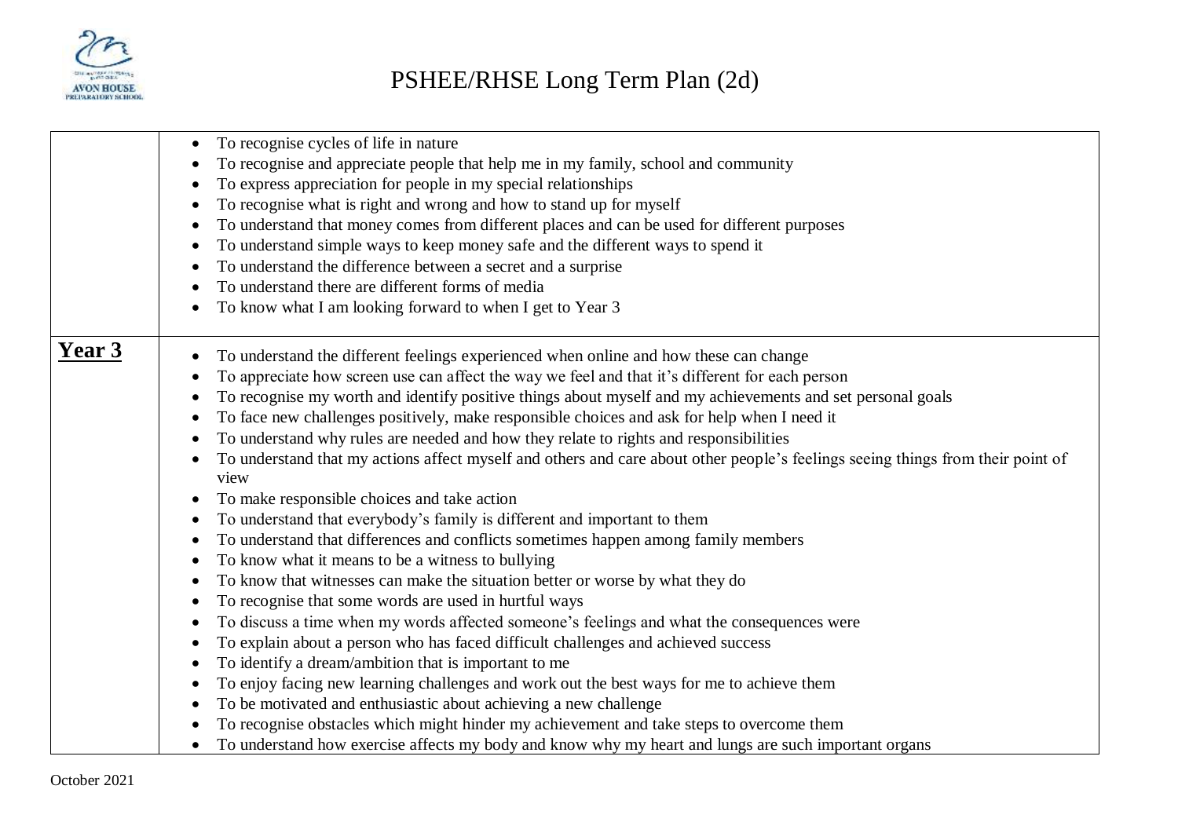# PSHEE/RHSE Long Term Plan (2d)

| | |
|---|---|
| | • To recognise cycles of life in nature<br>• To recognise and appreciate people that help me in my family, school and community<br>• To express appreciation for people in my special relationships<br>• To recognise what is right and wrong and how to stand up for myself<br>• To understand that money comes from different places and can be used for different purposes<br>• To understand simple ways to keep money safe and the different ways to spend it<br>• To understand the difference between a secret and a surprise<br>• To understand there are different forms of media<br>• To know what I am looking forward to when I get to Year 3 |
| **Year 3** | • To understand the different feelings experienced when online and how these can change<br>• To appreciate how screen use can affect the way we feel and that it's different for each person<br>• To recognise my worth and identify positive things about myself and my achievements and set personal goals<br>• To face new challenges positively, make responsible choices and ask for help when I need it<br>• To understand why rules are needed and how they relate to rights and responsibilities<br>• To understand that my actions affect myself and others and care about other people's feelings seeing things from their point of view<br>• To make responsible choices and take action<br>• To understand that everybody's family is different and important to them<br>• To understand that differences and conflicts sometimes happen among family members<br>• To know what it means to be a witness to bullying<br>• To know that witnesses can make the situation better or worse by what they do<br>• To recognise that some words are used in hurtful ways<br>• To discuss a time when my words affected someone's feelings and what the consequences were<br>• To explain about a person who has faced difficult challenges and achieved success<br>• To identify a dream/ambition that is important to me<br>• To enjoy facing new learning challenges and work out the best ways for me to achieve them<br>• To be motivated and enthusiastic about achieving a new challenge<br>• To recognise obstacles which might hinder my achievement and take steps to overcome them<br>• To understand how exercise affects my body and know why my heart and lungs are such important organs |

October 2021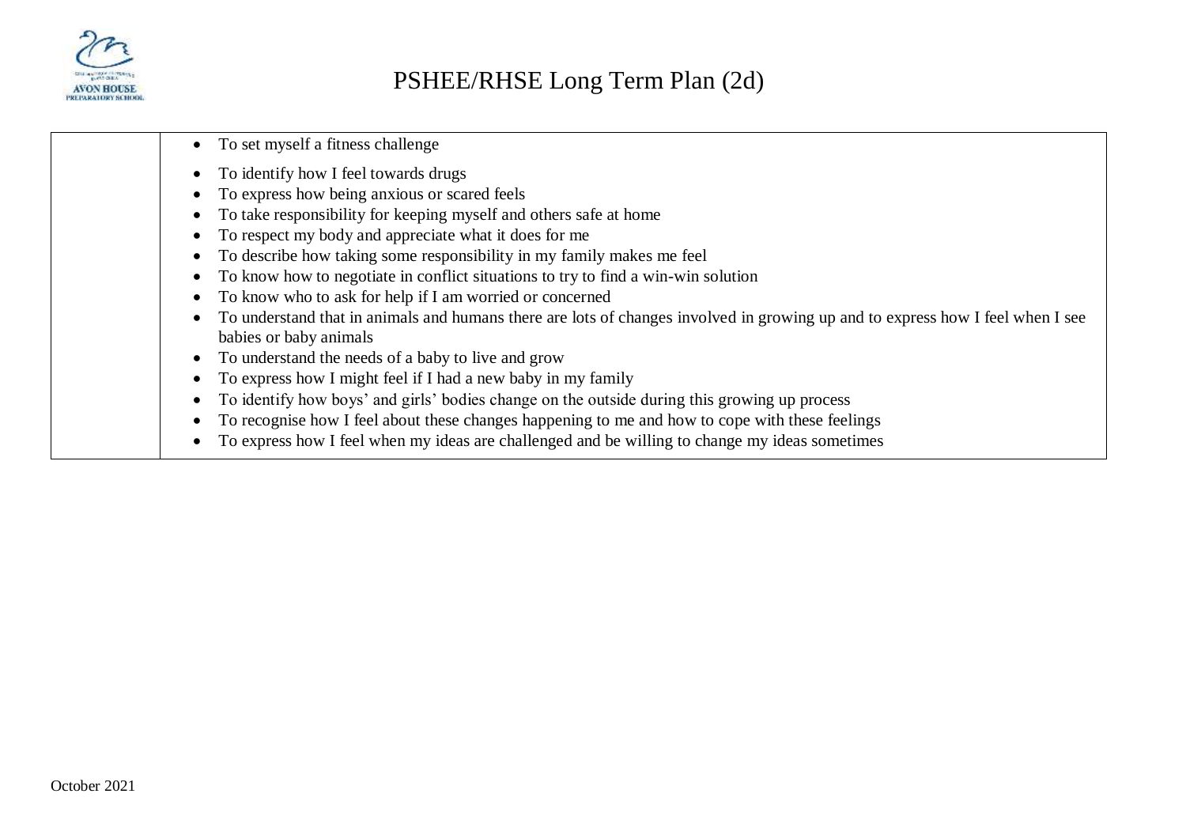# PSHEE/RHSE Long Term Plan (2d)

| | |
|---|---|
| | • To set myself a fitness challenge<br>• To identify how I feel towards drugs<br>• To express how being anxious or scared feels<br>• To take responsibility for keeping myself and others safe at home<br>• To respect my body and appreciate what it does for me<br>• To describe how taking some responsibility in my family makes me feel<br>• To know how to negotiate in conflict situations to try to find a win-win solution<br>• To know who to ask for help if I am worried or concerned<br>• To understand that in animals and humans there are lots of changes involved in growing up and to express how I feel when I see babies or baby animals<br>• To understand the needs of a baby to live and grow<br>• To express how I might feel if I had a new baby in my family<br>• To identify how boys' and girls' bodies change on the outside during this growing up process<br>• To recognise how I feel about these changes happening to me and how to cope with these feelings<br>• To express how I feel when my ideas are challenged and be willing to change my ideas sometimes |

October 2021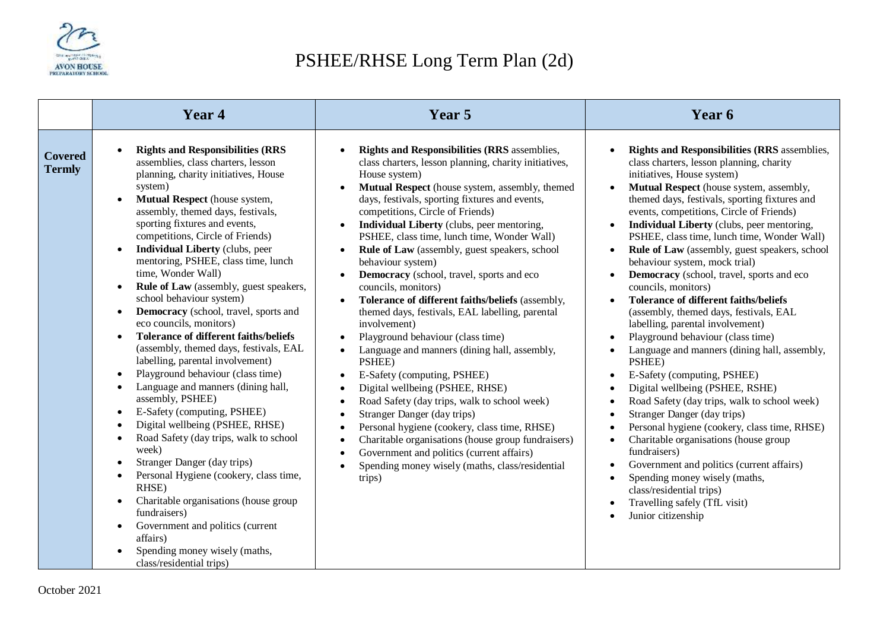# PSHEE/RHSE Long Term Plan (2d)

| | Year 4 | Year 5 | Year 6 |
|---|---|---|---|
| **Covered Termly** | • **Rights and Responsibilities (RRS** assemblies, class charters, lesson planning, charity initiatives, House system)<br>• **Mutual Respect** (house system, assembly, themed days, festivals, sporting fixtures and events, competitions, Circle of Friends)<br>• **Individual Liberty** (clubs, peer mentoring, PSHEE, class time, lunch time, Wonder Wall)<br>• **Rule of Law** (assembly, guest speakers, school behaviour system)<br>• **Democracy** (school, travel, sports and eco councils, monitors)<br>• **Tolerance of different faiths/beliefs** (assembly, themed days, festivals, EAL labelling, parental involvement)<br>• Playground behaviour (class time)<br>• Language and manners (dining hall, assembly, PSHEE)<br>• E-Safety (computing, PSHEE)<br>• Digital wellbeing (PSHEE, RHSE)<br>• Road Safety (day trips, walk to school week)<br>• Stranger Danger (day trips)<br>• Personal Hygiene (cookery, class time, RHSE)<br>• Charitable organisations (house group fundraisers)<br>• Government and politics (current affairs)<br>• Spending money wisely (maths, class/residential trips) | • **Rights and Responsibilities (RRS** assemblies, class charters, lesson planning, charity initiatives, House system)<br>• **Mutual Respect** (house system, assembly, themed days, festivals, sporting fixtures and events, competitions, Circle of Friends)<br>• **Individual Liberty** (clubs, peer mentoring, PSHEE, class time, lunch time, Wonder Wall)<br>• **Rule of Law** (assembly, guest speakers, school behaviour system)<br>• **Democracy** (school, travel, sports and eco councils, monitors)<br>• **Tolerance of different faiths/beliefs** (assembly, themed days, festivals, EAL labelling, parental involvement)<br>• Playground behaviour (class time)<br>• Language and manners (dining hall, assembly, PSHEE)<br>• E-Safety (computing, PSHEE)<br>• Digital wellbeing (PSHEE, RHSE)<br>• Road Safety (day trips, walk to school week)<br>• Stranger Danger (day trips)<br>• Personal hygiene (cookery, class time, RHSE)<br>• Charitable organisations (house group fundraisers)<br>• Government and politics (current affairs)<br>• Spending money wisely (maths, class/residential trips) | • **Rights and Responsibilities (RRS** assemblies, class charters, lesson planning, charity initiatives, House system)<br>• **Mutual Respect** (house system, assembly, themed days, festivals, sporting fixtures and events, competitions, Circle of Friends)<br>• **Individual Liberty** (clubs, peer mentoring, PSHEE, class time, lunch time, Wonder Wall)<br>• **Rule of Law** (assembly, guest speakers, school behaviour system, mock trial)<br>• **Democracy** (school, travel, sports and eco councils, monitors)<br>• **Tolerance of different faiths/beliefs** (assembly, themed days, festivals, EAL labelling, parental involvement)<br>• Playground behaviour (class time)<br>• Language and manners (dining hall, assembly, PSHEE)<br>• E-Safety (computing, PSHEE)<br>• Digital wellbeing (PSHEE, RSHE)<br>• Road Safety (day trips, walk to school week)<br>• Stranger Danger (day trips)<br>• Personal hygiene (cookery, class time, RHSE)<br>• Charitable organisations (house group fundraisers)<br>• Government and politics (current affairs)<br>• Spending money wisely (maths, class/residential trips)<br>• Travelling safely (TfL visit)<br>• Junior citizenship |

October 2021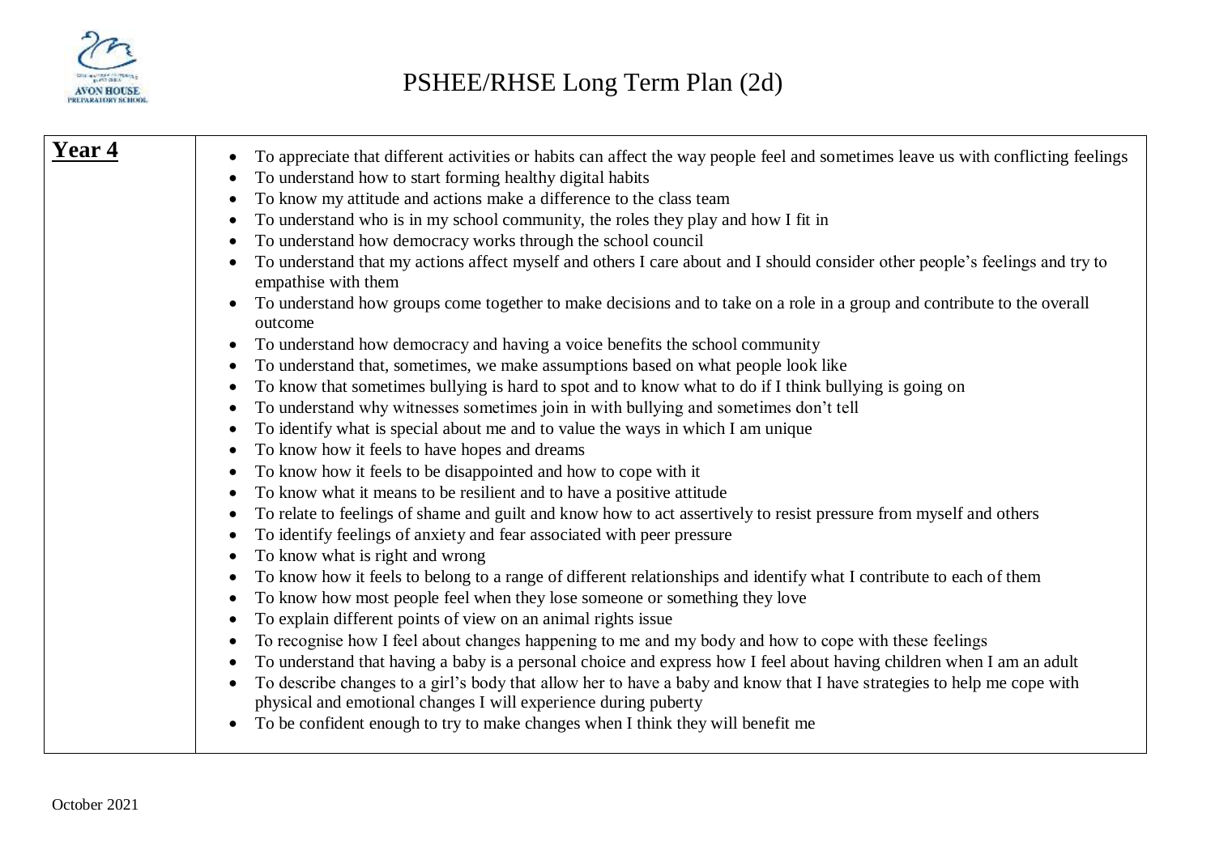# PSHEE/RHSE Long Term Plan (2d)

| **Year 4** | • To appreciate that different activities or habits can affect the way people feel and sometimes leave us with conflicting feelings<br>• To understand how to start forming healthy digital habits<br>• To know my attitude and actions make a difference to the class team<br>• To understand who is in my school community, the roles they play and how I fit in<br>• To understand how democracy works through the school council<br>• To understand that my actions affect myself and others I care about and I should consider other people's feelings and try to empathise with them<br>• To understand how groups come together to make decisions and to take on a role in a group and contribute to the overall outcome<br>• To understand how democracy and having a voice benefits the school community<br>• To understand that, sometimes, we make assumptions based on what people look like<br>• To know that sometimes bullying is hard to spot and to know what to do if I think bullying is going on<br>• To understand why witnesses sometimes join in with bullying and sometimes don't tell<br>• To identify what is special about me and to value the ways in which I am unique<br>• To know how it feels to have hopes and dreams<br>• To know how it feels to be disappointed and how to cope with it<br>• To know what it means to be resilient and to have a positive attitude<br>• To relate to feelings of shame and guilt and know how to act assertively to resist pressure from myself and others<br>• To identify feelings of anxiety and fear associated with peer pressure<br>• To know what is right and wrong<br>• To know how it feels to belong to a range of different relationships and identify what I contribute to each of them<br>• To know how most people feel when they lose someone or something they love<br>• To explain different points of view on an animal rights issue<br>• To recognise how I feel about changes happening to me and my body and how to cope with these feelings<br>• To understand that having a baby is a personal choice and express how I feel about having children when I am an adult<br>• To describe changes to a girl's body that allow her to have a baby and know that I have strategies to help me cope with physical and emotional changes I will experience during puberty<br>• To be confident enough to try to make changes when I think they will benefit me |
|---|---|

October 2021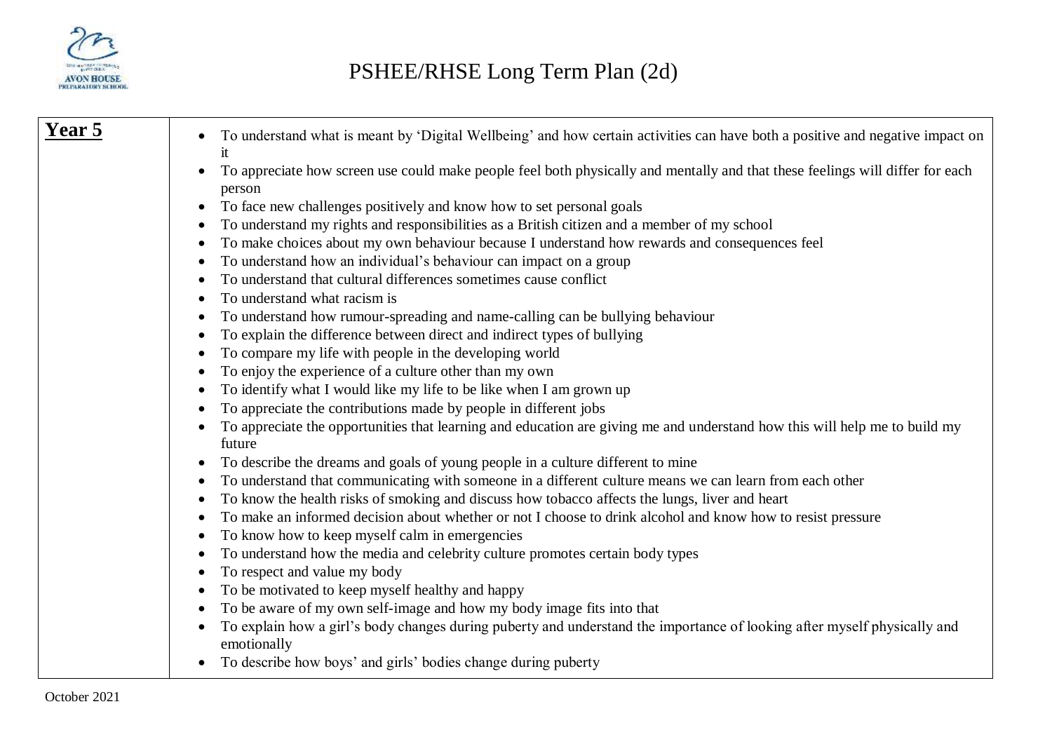# PSHEE/RHSE Long Term Plan (2d)

| **Year 5** | |
|---|---|
| | • To understand what is meant by 'Digital Wellbeing' and how certain activities can have both a positive and negative impact on it<br>• To appreciate how screen use could make people feel both physically and mentally and that these feelings will differ for each person<br>• To face new challenges positively and know how to set personal goals<br>• To understand my rights and responsibilities as a British citizen and a member of my school<br>• To make choices about my own behaviour because I understand how rewards and consequences feel<br>• To understand how an individual's behaviour can impact on a group<br>• To understand that cultural differences sometimes cause conflict<br>• To understand what racism is<br>• To understand how rumour-spreading and name-calling can be bullying behaviour<br>• To explain the difference between direct and indirect types of bullying<br>• To compare my life with people in the developing world<br>• To enjoy the experience of a culture other than my own<br>• To identify what I would like my life to be like when I am grown up<br>• To appreciate the contributions made by people in different jobs<br>• To appreciate the opportunities that learning and education are giving me and understand how this will help me to build my future<br>• To describe the dreams and goals of young people in a culture different to mine<br>• To understand that communicating with someone in a different culture means we can learn from each other<br>• To know the health risks of smoking and discuss how tobacco affects the lungs, liver and heart<br>• To make an informed decision about whether or not I choose to drink alcohol and know how to resist pressure<br>• To know how to keep myself calm in emergencies<br>• To understand how the media and celebrity culture promotes certain body types<br>• To respect and value my body<br>• To be motivated to keep myself healthy and happy<br>• To be aware of my own self-image and how my body image fits into that<br>• To explain how a girl's body changes during puberty and understand the importance of looking after myself physically and emotionally<br>• To describe how boys' and girls' bodies change during puberty |

October 2021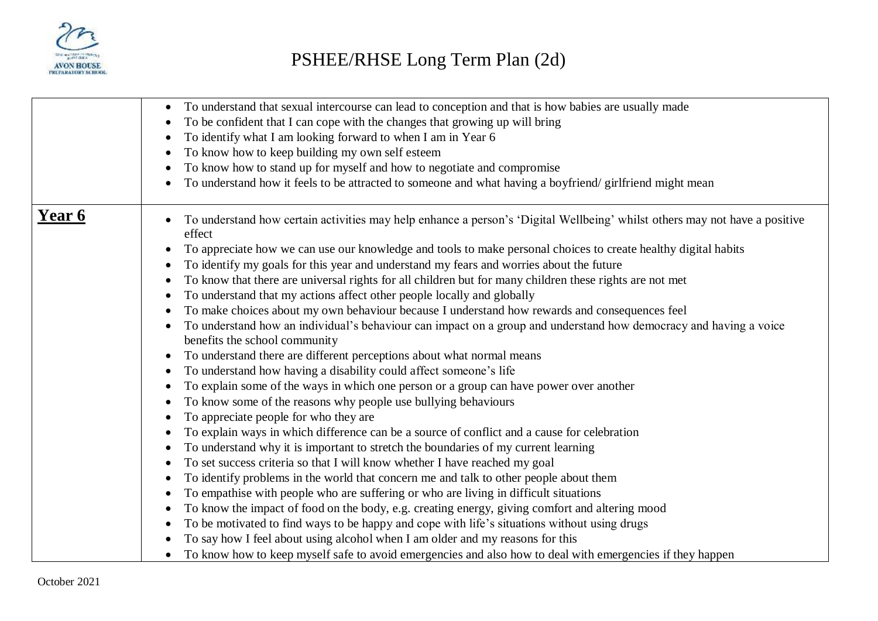# PSHEE/RHSE Long Term Plan (2d)

| | |
|---|---|
| | • To understand that sexual intercourse can lead to conception and that is how babies are usually made<br>• To be confident that I can cope with the changes that growing up will bring<br>• To identify what I am looking forward to when I am in Year 6<br>• To know how to keep building my own self esteem<br>• To know how to stand up for myself and how to negotiate and compromise<br>• To understand how it feels to be attracted to someone and what having a boyfriend/ girlfriend might mean |
| **Year 6** | • To understand how certain activities may help enhance a person's 'Digital Wellbeing' whilst others may not have a positive effect<br>• To appreciate how we can use our knowledge and tools to make personal choices to create healthy digital habits<br>• To identify my goals for this year and understand my fears and worries about the future<br>• To know that there are universal rights for all children but for many children these rights are not met<br>• To understand that my actions affect other people locally and globally<br>• To make choices about my own behaviour because I understand how rewards and consequences feel<br>• To understand how an individual's behaviour can impact on a group and understand how democracy and having a voice benefits the school community<br>• To understand there are different perceptions about what normal means<br>• To understand how having a disability could affect someone's life<br>• To explain some of the ways in which one person or a group can have power over another<br>• To know some of the reasons why people use bullying behaviours<br>• To appreciate people for who they are<br>• To explain ways in which difference can be a source of conflict and a cause for celebration<br>• To understand why it is important to stretch the boundaries of my current learning<br>• To set success criteria so that I will know whether I have reached my goal<br>• To identify problems in the world that concern me and talk to other people about them<br>• To empathise with people who are suffering or who are living in difficult situations<br>• To know the impact of food on the body, e.g. creating energy, giving comfort and altering mood<br>• To be motivated to find ways to be happy and cope with life's situations without using drugs<br>• To say how I feel about using alcohol when I am older and my reasons for this<br>• To know how to keep myself safe to avoid emergencies and also how to deal with emergencies if they happen |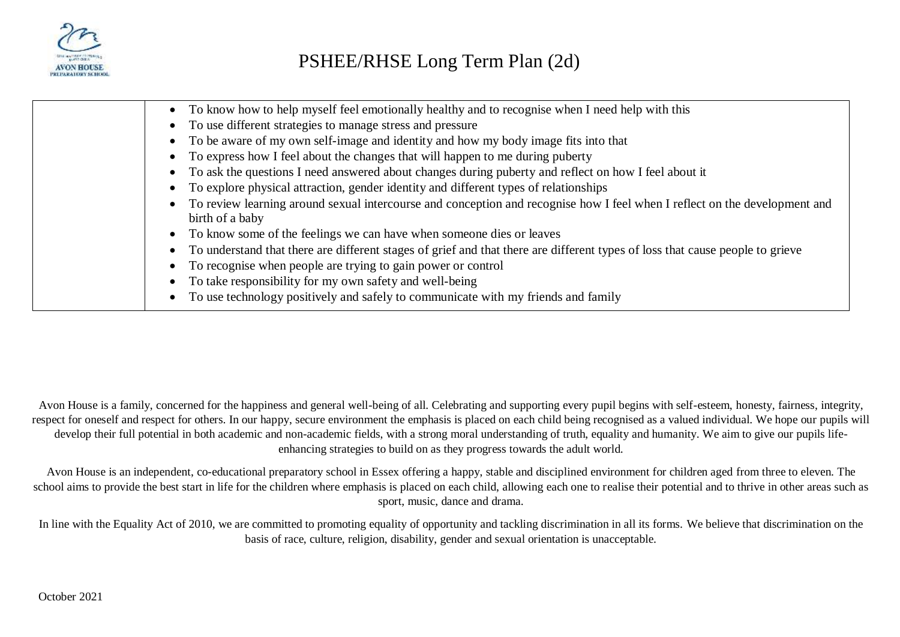# PSHEE/RHSE Long Term Plan (2d)

| | |
|---|---|
| | • To know how to help myself feel emotionally healthy and to recognise when I need help with this<br>• To use different strategies to manage stress and pressure<br>• To be aware of my own self-image and identity and how my body image fits into that<br>• To express how I feel about the changes that will happen to me during puberty<br>• To ask the questions I need answered about changes during puberty and reflect on how I feel about it<br>• To explore physical attraction, gender identity and different types of relationships<br>• To review learning around sexual intercourse and conception and recognise how I feel when I reflect on the development and birth of a baby<br>• To know some of the feelings we can have when someone dies or leaves<br>• To understand that there are different stages of grief and that there are different types of loss that cause people to grieve<br>• To recognise when people are trying to gain power or control<br>• To take responsibility for my own safety and well-being<br>• To use technology positively and safely to communicate with my friends and family |

Avon House is a family, concerned for the happiness and general well-being of all. Celebrating and supporting every pupil begins with self-esteem, honesty, fairness, integrity, respect for oneself and respect for others. In our happy, secure environment the emphasis is placed on each child being recognised as a valued individual. We hope our pupils will develop their full potential in both academic and non-academic fields, with a strong moral understanding of truth, equality and humanity. We aim to give our pupils life-enhancing strategies to build on as they progress towards the adult world.

Avon House is an independent, co-educational preparatory school in Essex offering a happy, stable and disciplined environment for children aged from three to eleven. The school aims to provide the best start in life for the children where emphasis is placed on each child, allowing each one to realise their potential and to thrive in other areas such as sport, music, dance and drama.

In line with the Equality Act of 2010, we are committed to promoting equality of opportunity and tackling discrimination in all its forms. We believe that discrimination on the basis of race, culture, religion, disability, gender and sexual orientation is unacceptable.

October 2021